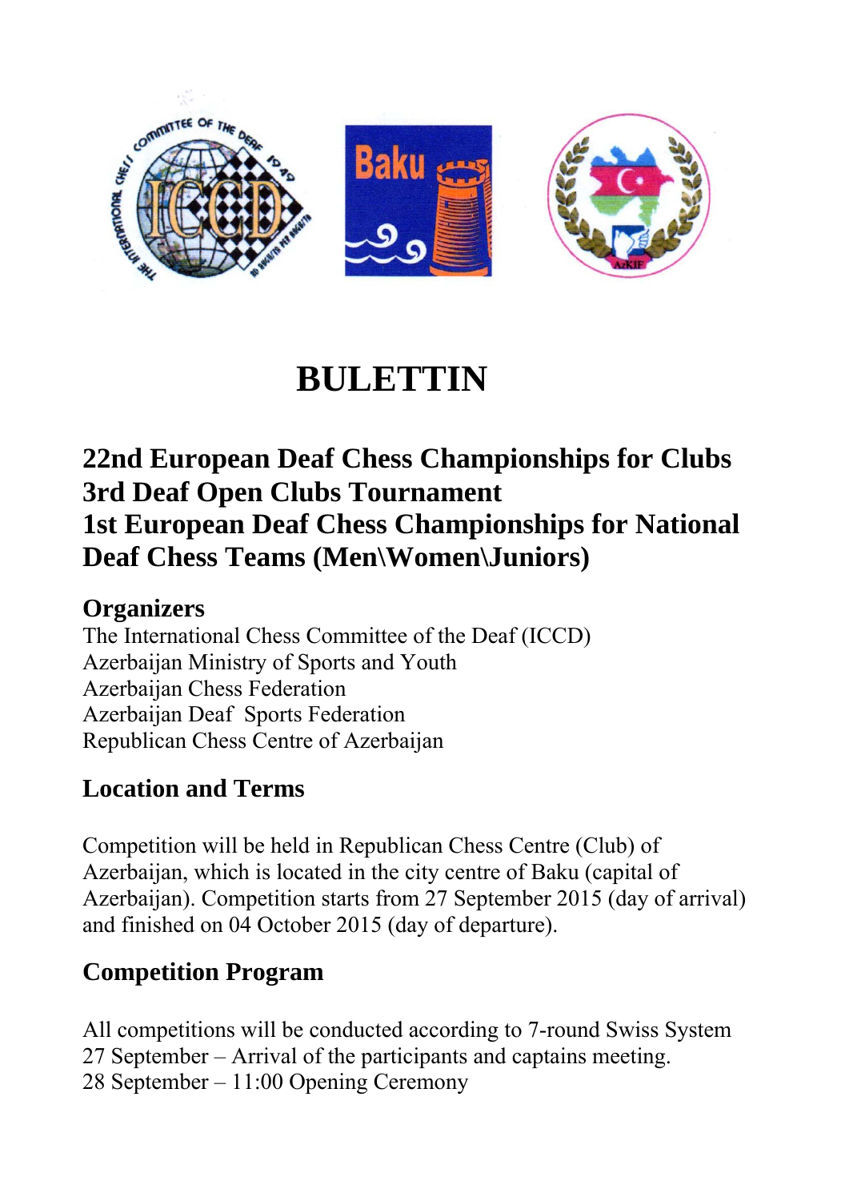# BULETTIN

## 22nd European Deaf Chess Championships for Clubs
## 3rd Deaf Open Clubs Tournament
## 1st European Deaf Chess Championships for National Deaf Chess Teams (Men\Women\Juniors)

### Organizers

The International Chess Committee of the Deaf (ICCD)
Azerbaijan Ministry of Sports and Youth
Azerbaijan Chess Federation
Azerbaijan Deaf Sports Federation
Republican Chess Centre of Azerbaijan

### Location and Terms

Competition will be held in Republican Chess Centre (Club) of Azerbaijan, which is located in the city centre of Baku (capital of Azerbaijan). Competition starts from 27 September 2015 (day of arrival) and finished on 04 October 2015 (day of departure).

### Competition Program

All competitions will be conducted according to 7-round Swiss System
27 September – Arrival of the participants and captains meeting.
28 September – 11:00 Opening Ceremony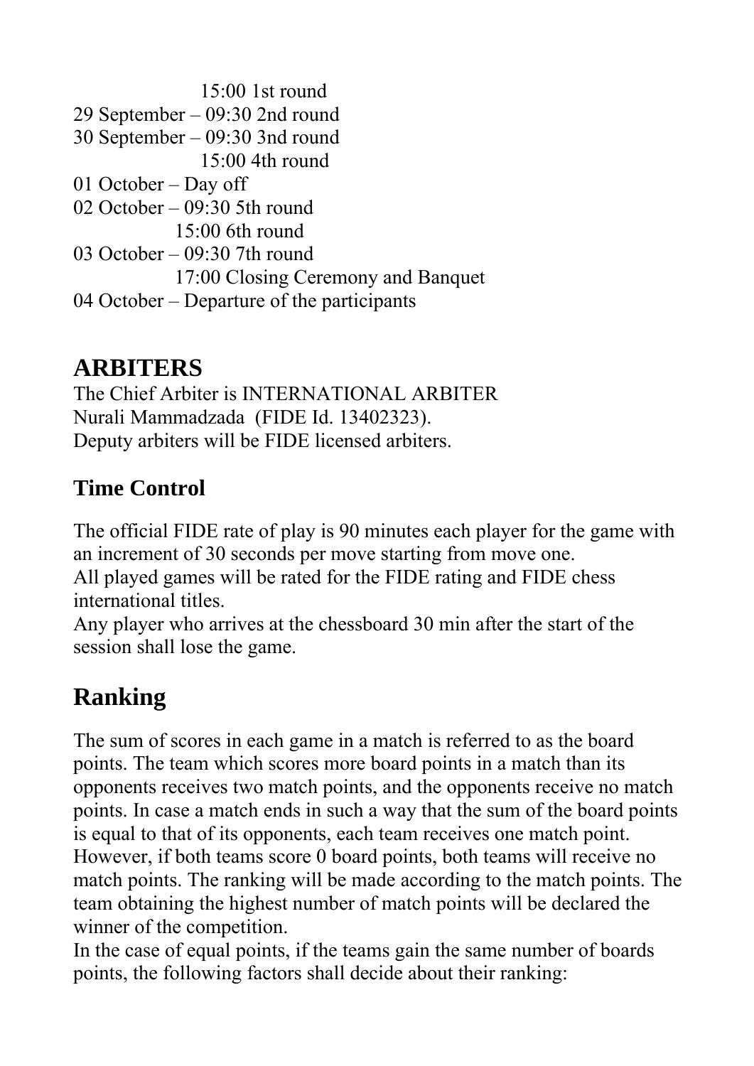15:00 1st round
29 September – 09:30 2nd round
30 September – 09:30 3nd round
15:00 4th round
01 October – Day off
02 October – 09:30 5th round
15:00 6th round
03 October – 09:30 7th round
17:00 Closing Ceremony and Banquet
04 October – Departure of the participants

## ARBITERS

The Chief Arbiter is INTERNATIONAL ARBITER
Nurali Mammadzada (FIDE Id. 13402323).
Deputy arbiters will be FIDE licensed arbiters.

### Time Control

The official FIDE rate of play is 90 minutes each player for the game with an increment of 30 seconds per move starting from move one.
All played games will be rated for the FIDE rating and FIDE chess international titles.
Any player who arrives at the chessboard 30 min after the start of the session shall lose the game.

## Ranking

The sum of scores in each game in a match is referred to as the board points. The team which scores more board points in a match than its opponents receives two match points, and the opponents receive no match points. In case a match ends in such a way that the sum of the board points is equal to that of its opponents, each team receives one match point. However, if both teams score 0 board points, both teams will receive no match points. The ranking will be made according to the match points. The team obtaining the highest number of match points will be declared the winner of the competition.
In the case of equal points, if the teams gain the same number of boards points, the following factors shall decide about their ranking: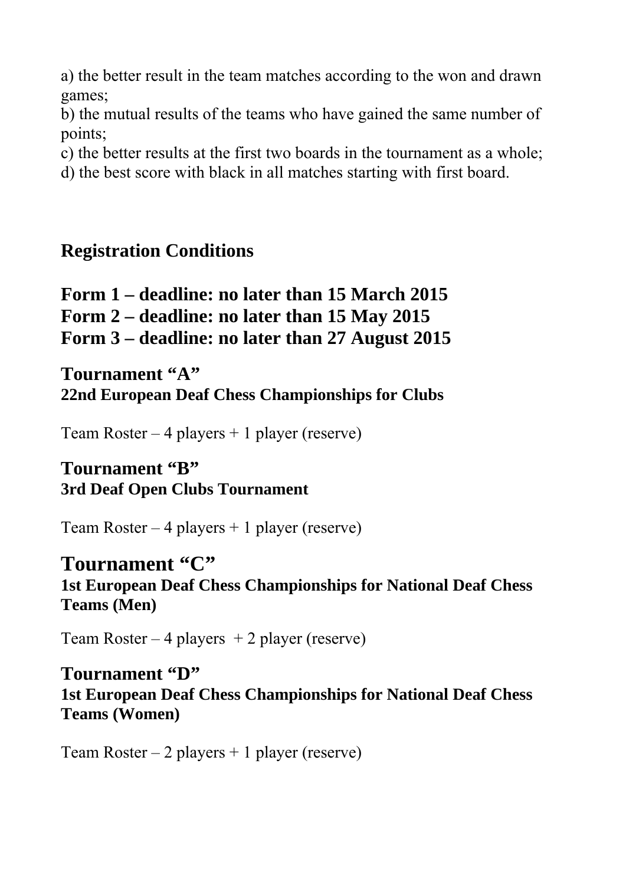a) the better result in the team matches according to the won and drawn games;
b) the mutual results of the teams who have gained the same number of points;
c) the better results at the first two boards in the tournament as a whole;
d) the best score with black in all matches starting with first board.

## Registration Conditions

### Form 1 – deadline: no later than 15 March 2015
### Form 2 – deadline: no later than 15 May 2015
### Form 3 – deadline: no later than 27 August 2015

### Tournament "A"
**22nd European Deaf Chess Championships for Clubs**

Team Roster – 4 players + 1 player (reserve)

### Tournament "B"
**3rd Deaf Open Clubs Tournament**

Team Roster – 4 players + 1 player (reserve)

## Tournament "C"
**1st European Deaf Chess Championships for National Deaf Chess Teams (Men)**

Team Roster – 4 players + 2 player (reserve)

### Tournament "D"
**1st European Deaf Chess Championships for National Deaf Chess Teams (Women)**

Team Roster – 2 players + 1 player (reserve)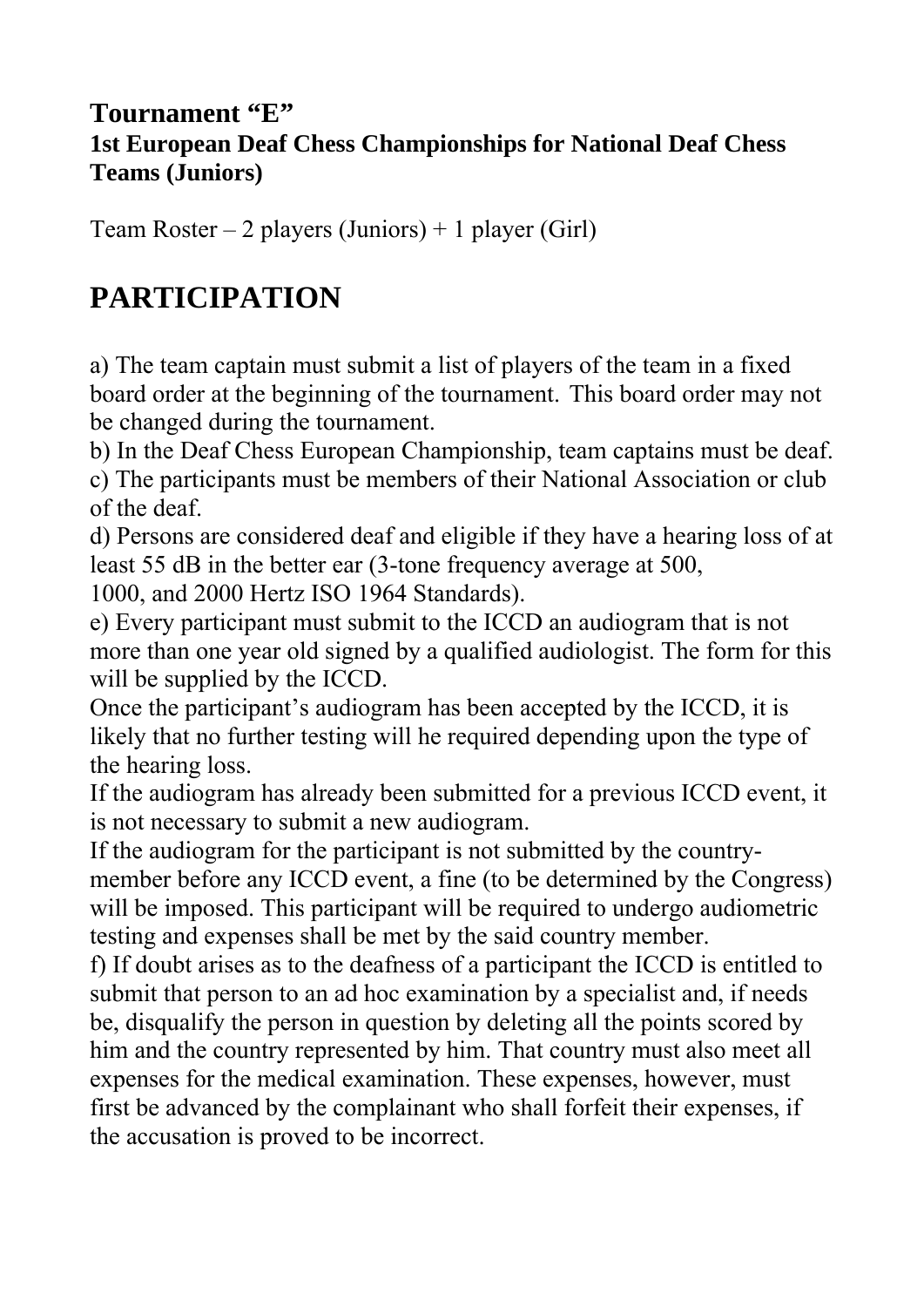**Tournament "E"**
**1st European Deaf Chess Championships for National Deaf Chess Teams (Juniors)**

Team Roster – 2 players (Juniors) + 1 player (Girl)

# PARTICIPATION

a) The team captain must submit a list of players of the team in a fixed board order at the beginning of the tournament. This board order may not be changed during the tournament.
b) In the Deaf Chess European Championship, team captains must be deaf.
c) The participants must be members of their National Association or club of the deaf.
d) Persons are considered deaf and eligible if they have a hearing loss of at least 55 dB in the better ear (3-tone frequency average at 500, 1000, and 2000 Hertz ISO 1964 Standards).
e) Every participant must submit to the ICCD an audiogram that is not more than one year old signed by a qualified audiologist. The form for this will be supplied by the ICCD.
Once the participant's audiogram has been accepted by the ICCD, it is likely that no further testing will he required depending upon the type of the hearing loss.
If the audiogram has already been submitted for a previous ICCD event, it is not necessary to submit a new audiogram.
If the audiogram for the participant is not submitted by the country-member before any ICCD event, a fine (to be determined by the Congress) will be imposed. This participant will be required to undergo audiometric testing and expenses shall be met by the said country member.
f) If doubt arises as to the deafness of a participant the ICCD is entitled to submit that person to an ad hoc examination by a specialist and, if needs be, disqualify the person in question by deleting all the points scored by him and the country represented by him. That country must also meet all expenses for the medical examination. These expenses, however, must first be advanced by the complainant who shall forfeit their expenses, if the accusation is proved to be incorrect.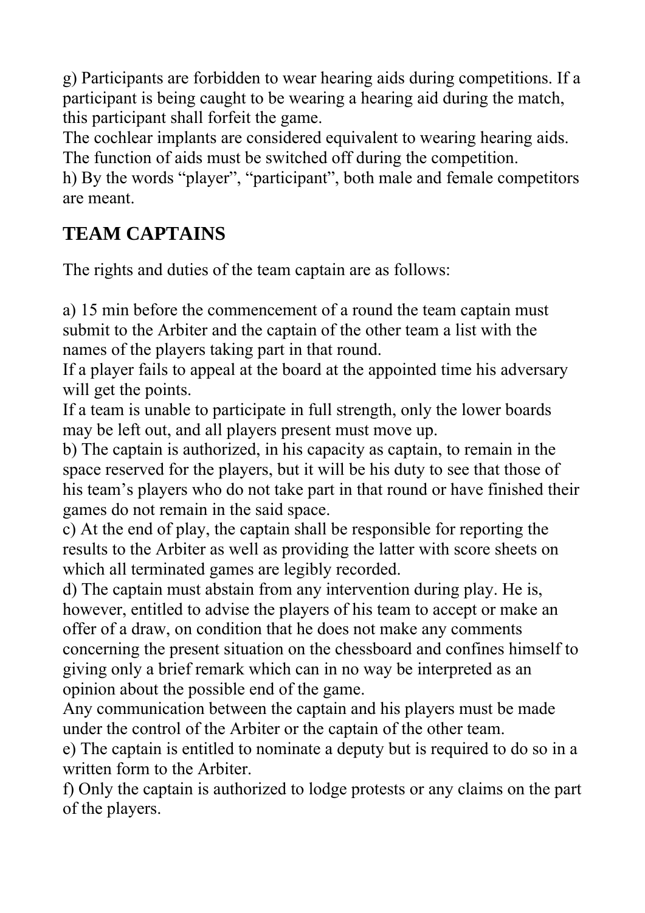g) Participants are forbidden to wear hearing aids during competitions. If a participant is being caught to be wearing a hearing aid during the match, this participant shall forfeit the game.
The cochlear implants are considered equivalent to wearing hearing aids. The function of aids must be switched off during the competition.
h) By the words “player”, “participant”, both male and female competitors are meant.

## TEAM CAPTAINS

The rights and duties of the team captain are as follows:

a) 15 min before the commencement of a round the team captain must submit to the Arbiter and the captain of the other team a list with the names of the players taking part in that round.
If a player fails to appeal at the board at the appointed time his adversary will get the points.
If a team is unable to participate in full strength, only the lower boards may be left out, and all players present must move up.
b) The captain is authorized, in his capacity as captain, to remain in the space reserved for the players, but it will be his duty to see that those of his team’s players who do not take part in that round or have finished their games do not remain in the said space.
c) At the end of play, the captain shall be responsible for reporting the results to the Arbiter as well as providing the latter with score sheets on which all terminated games are legibly recorded.
d) The captain must abstain from any intervention during play. He is, however, entitled to advise the players of his team to accept or make an offer of a draw, on condition that he does not make any comments concerning the present situation on the chessboard and confines himself to giving only a brief remark which can in no way be interpreted as an opinion about the possible end of the game.
Any communication between the captain and his players must be made under the control of the Arbiter or the captain of the other team.
e) The captain is entitled to nominate a deputy but is required to do so in a written form to the Arbiter.
f) Only the captain is authorized to lodge protests or any claims on the part of the players.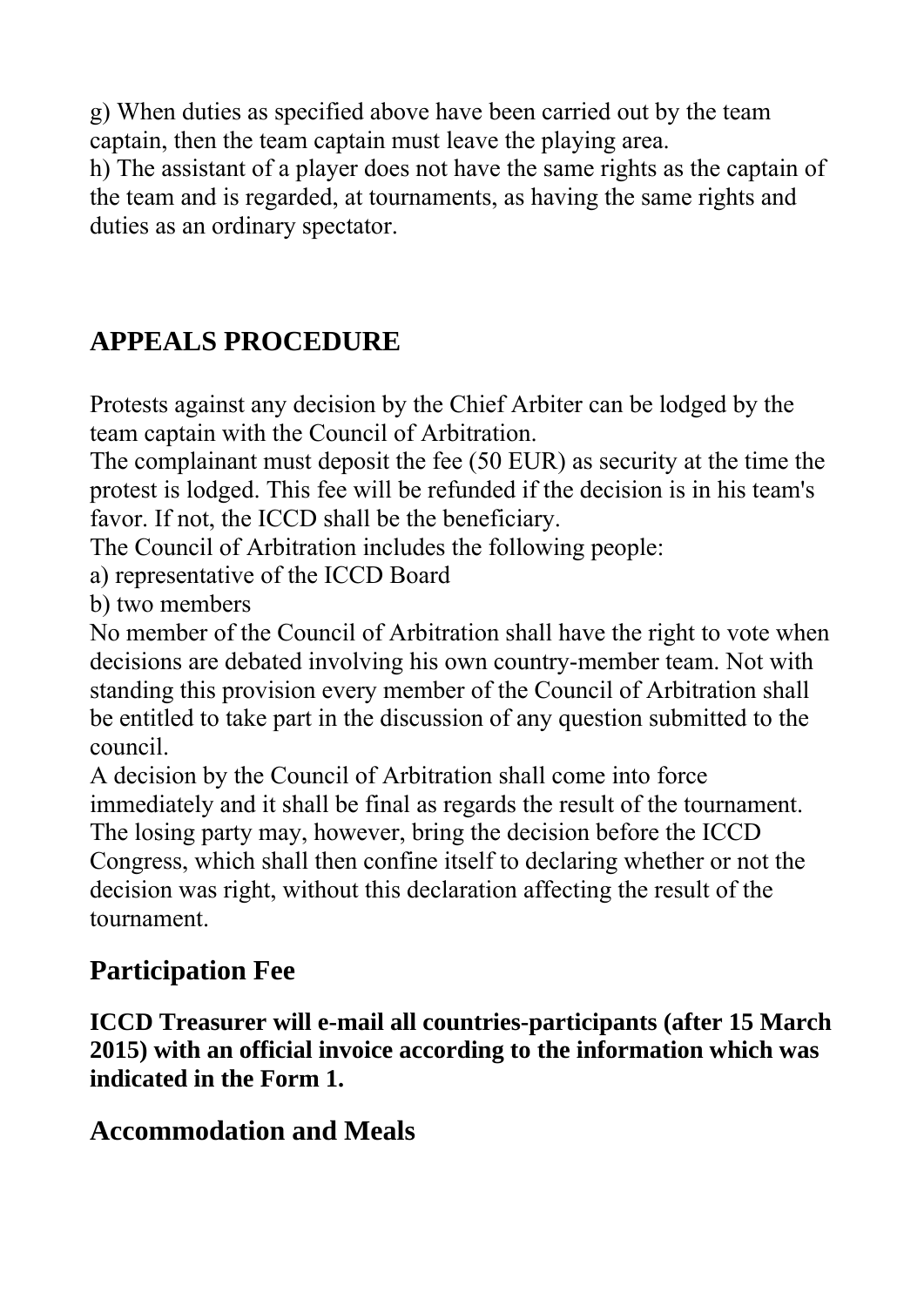g) When duties as specified above have been carried out by the team captain, then the team captain must leave the playing area.
h) The assistant of a player does not have the same rights as the captain of the team and is regarded, at tournaments, as having the same rights and duties as an ordinary spectator.

## APPEALS PROCEDURE

Protests against any decision by the Chief Arbiter can be lodged by the team captain with the Council of Arbitration.
The complainant must deposit the fee (50 EUR) as security at the time the protest is lodged. This fee will be refunded if the decision is in his team's favor. If not, the ICCD shall be the beneficiary.
The Council of Arbitration includes the following people:
a) representative of the ICCD Board
b) two members
No member of the Council of Arbitration shall have the right to vote when decisions are debated involving his own country-member team. Not with standing this provision every member of the Council of Arbitration shall be entitled to take part in the discussion of any question submitted to the council.
A decision by the Council of Arbitration shall come into force immediately and it shall be final as regards the result of the tournament. The losing party may, however, bring the decision before the ICCD Congress, which shall then confine itself to declaring whether or not the decision was right, without this declaration affecting the result of the tournament.

## Participation Fee

**ICCD Treasurer will e-mail all countries-participants (after 15 March 2015) with an official invoice according to the information which was indicated in the Form 1.**

## Accommodation and Meals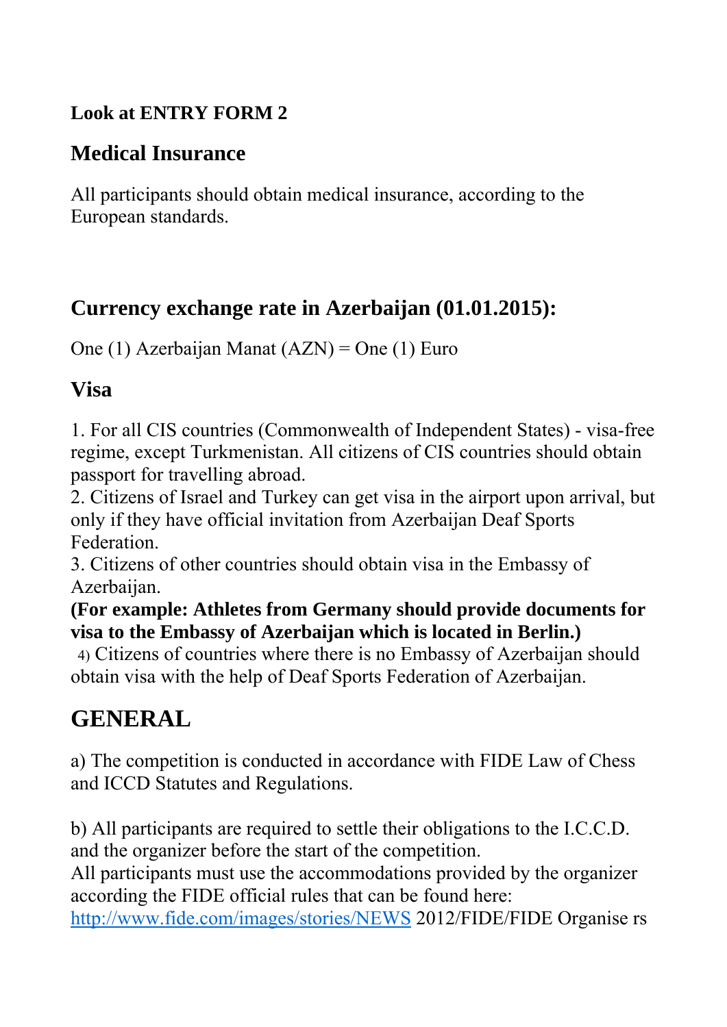**Look at ENTRY FORM 2**

## Medical Insurance

All participants should obtain medical insurance, according to the European standards.

## Currency exchange rate in Azerbaijan (01.01.2015):

One (1) Azerbaijan Manat (AZN) = One (1) Euro

## Visa

1. For all CIS countries (Commonwealth of Independent States) - visa-free regime, except Turkmenistan. All citizens of CIS countries should obtain passport for travelling abroad.
2. Citizens of Israel and Turkey can get visa in the airport upon arrival, but only if they have official invitation from Azerbaijan Deaf Sports Federation.
3. Citizens of other countries should obtain visa in the Embassy of Azerbaijan.

**(For example: Athletes from Germany should provide documents for visa to the Embassy of Azerbaijan which is located in Berlin.)**

4) Citizens of countries where there is no Embassy of Azerbaijan should obtain visa with the help of Deaf Sports Federation of Azerbaijan.

# GENERAL

a) The competition is conducted in accordance with FIDE Law of Chess and ICCD Statutes and Regulations.

b) All participants are required to settle their obligations to the I.C.C.D. and the organizer before the start of the competition.
All participants must use the accommodations provided by the organizer according the FIDE official rules that can be found here:
[http://www.fide.com/images/stories/NEWS](http://www.fide.com/images/stories/NEWS) 2012/FIDE/FIDE Organise rs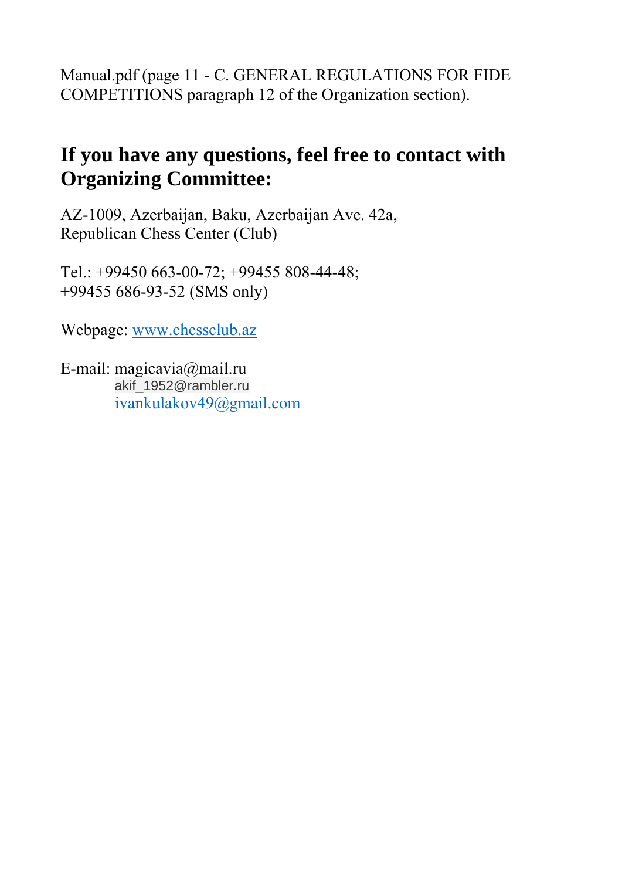Manual.pdf (page 11 - C. GENERAL REGULATIONS FOR FIDE COMPETITIONS paragraph 12 of the Organization section).

## If you have any questions, feel free to contact with Organizing Committee:

AZ-1009, Azerbaijan, Baku, Azerbaijan Ave. 42a,
Republican Chess Center (Club)

Tel.: +99450 663-00-72; +99455 808-44-48;
+99455 686-93-52 (SMS only)

Webpage: www.chessclub.az

E-mail: magicavia@mail.ru
akif_1952@rambler.ru
ivankulakov49@gmail.com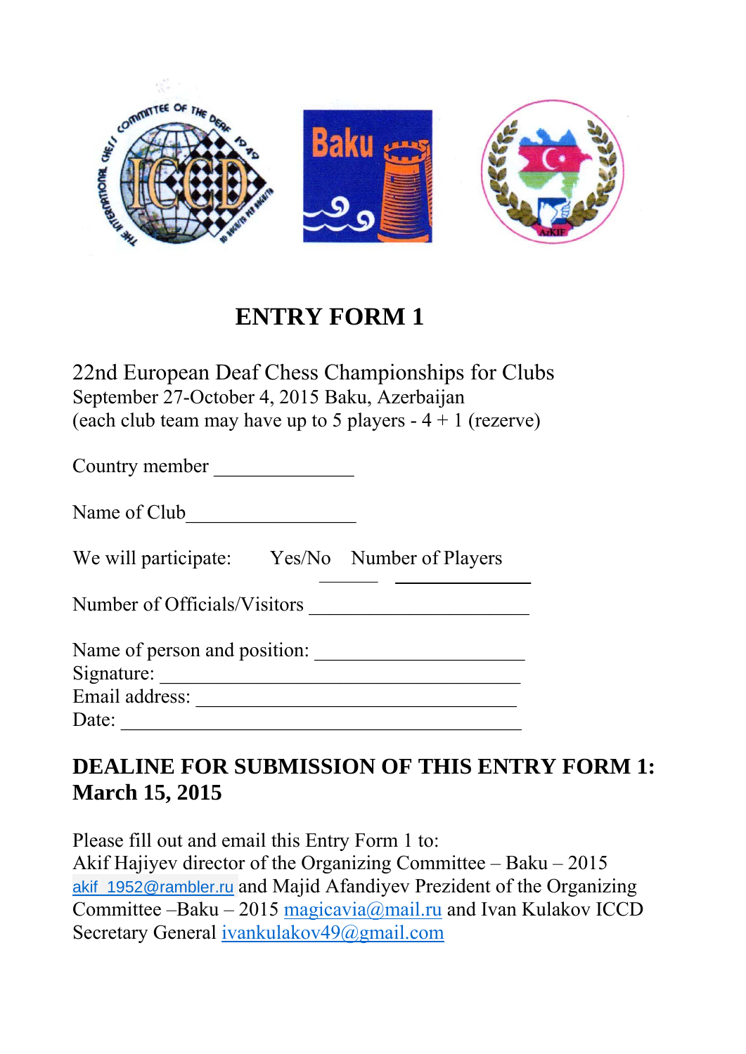# ENTRY FORM 1

22nd European Deaf Chess Championships for Clubs
September 27-October 4, 2015 Baku, Azerbaijan
(each club team may have up to 5 players - 4 + 1 (rezerve)

Country member ______________

Name of Club_________________

We will participate: Yes/No Number of Players
______ ______________

Number of Officials/Visitors ______________________

Name of person and position: _____________________
Signature: ____________________________________
Email address: ________________________________
Date: _________________________________________

**DEALINE FOR SUBMISSION OF THIS ENTRY FORM 1: March 15, 2015**

Please fill out and email this Entry Form 1 to:
Akif Hajiyev director of the Organizing Committee – Baku – 2015 akif_1952@rambler.ru and Majid Afandiyev Prezident of the Organizing Committee –Baku – 2015 magicavia@mail.ru and Ivan Kulakov ICCD Secretary General ivankulakov49@gmail.com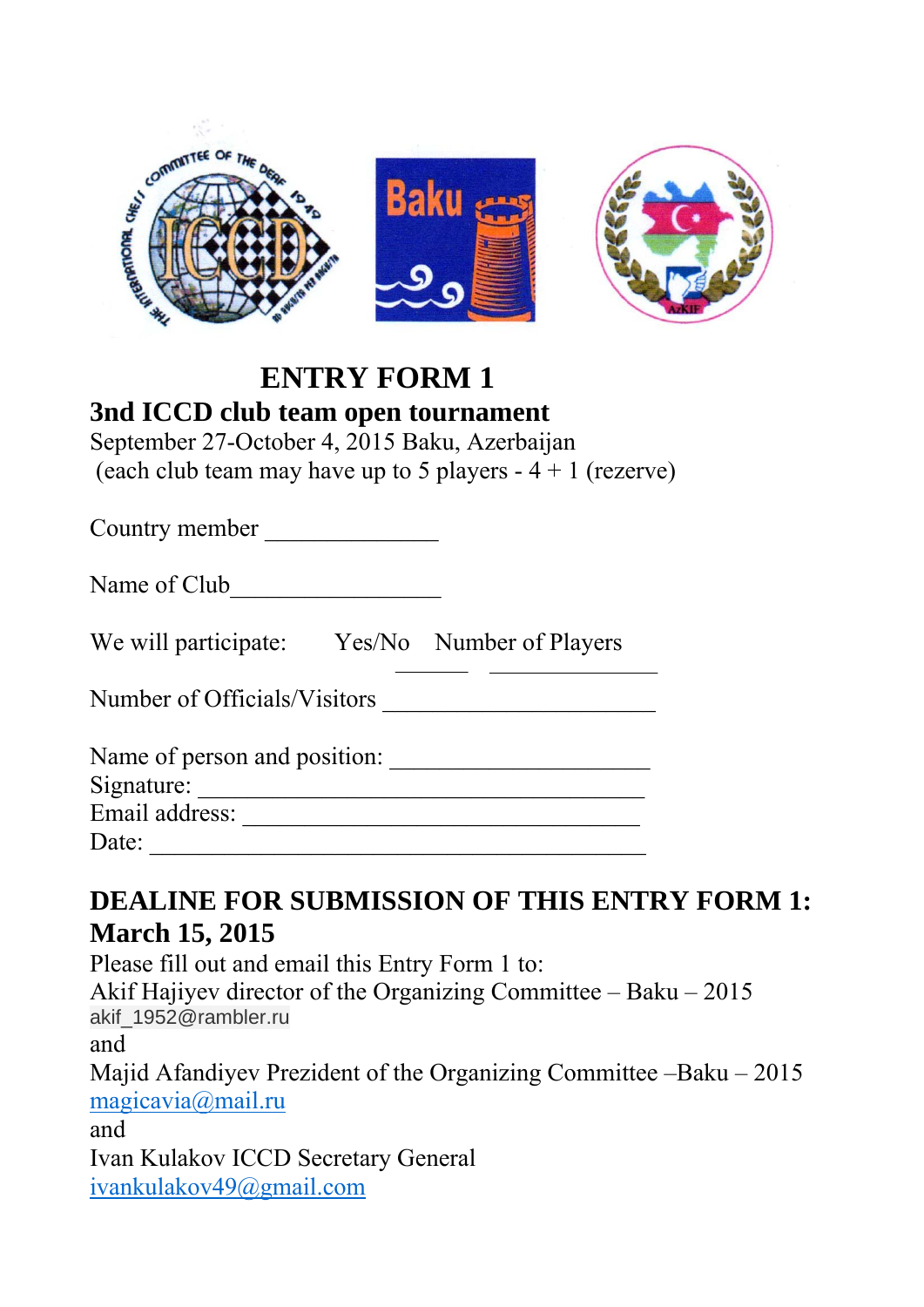# ENTRY FORM 1

## 3nd ICCD club team open tournament

September 27-October 4, 2015 Baku, Azerbaijan
(each club team may have up to 5 players - 4 + 1 (rezerve)

Country member ______________

Name of Club_________________

We will participate: Yes/No ______ Number of Players ______________

Number of Officials/Visitors ______________________

Name of person and position: _____________________
Signature: ____________________________________
Email address: ________________________________
Date: ________________________________________

**DEALINE FOR SUBMISSION OF THIS ENTRY FORM 1: March 15, 2015**

Please fill out and email this Entry Form 1 to:
Akif Hajiyev director of the Organizing Committee – Baku – 2015
akif_1952@rambler.ru
and
Majid Afandiyev Prezident of the Organizing Committee –Baku – 2015
magicavia@mail.ru
and
Ivan Kulakov ICCD Secretary General
ivankulakov49@gmail.com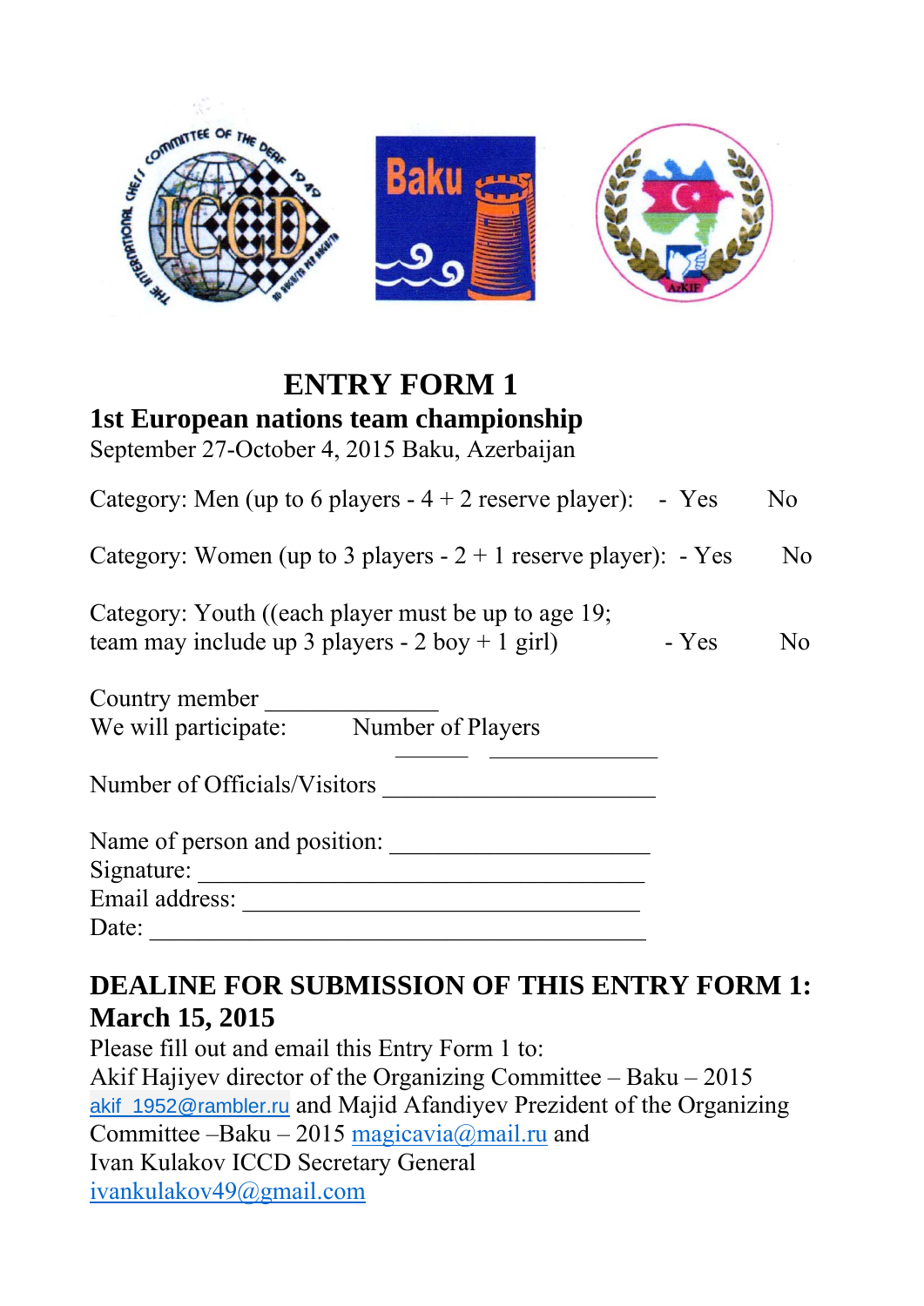# ENTRY FORM 1

## 1st European nations team championship

September 27-October 4, 2015 Baku, Azerbaijan

Category: Men (up to 6 players - 4 + 2 reserve player): - Yes No

Category: Women (up to 3 players - 2 + 1 reserve player): - Yes No

Category: Youth ((each player must be up to age 19;
team may include up 3 players - 2 boy + 1 girl) - Yes No

Country member ______________
We will participate: Number of Players
______ ______________

Number of Officials/Visitors ______________________

Name of person and position: ____________________
Signature: ____________________________________
Email address: _______________________________
Date: ________________________________________

## DEALINE FOR SUBMISSION OF THIS ENTRY FORM 1: March 15, 2015

Please fill out and email this Entry Form 1 to:
Akif Hajiyev director of the Organizing Committee – Baku – 2015
akif_1952@rambler.ru and Majid Afandiyev Prezident of the Organizing Committee –Baku – 2015 magicavia@mail.ru and
Ivan Kulakov ICCD Secretary General
ivankulakov49@gmail.com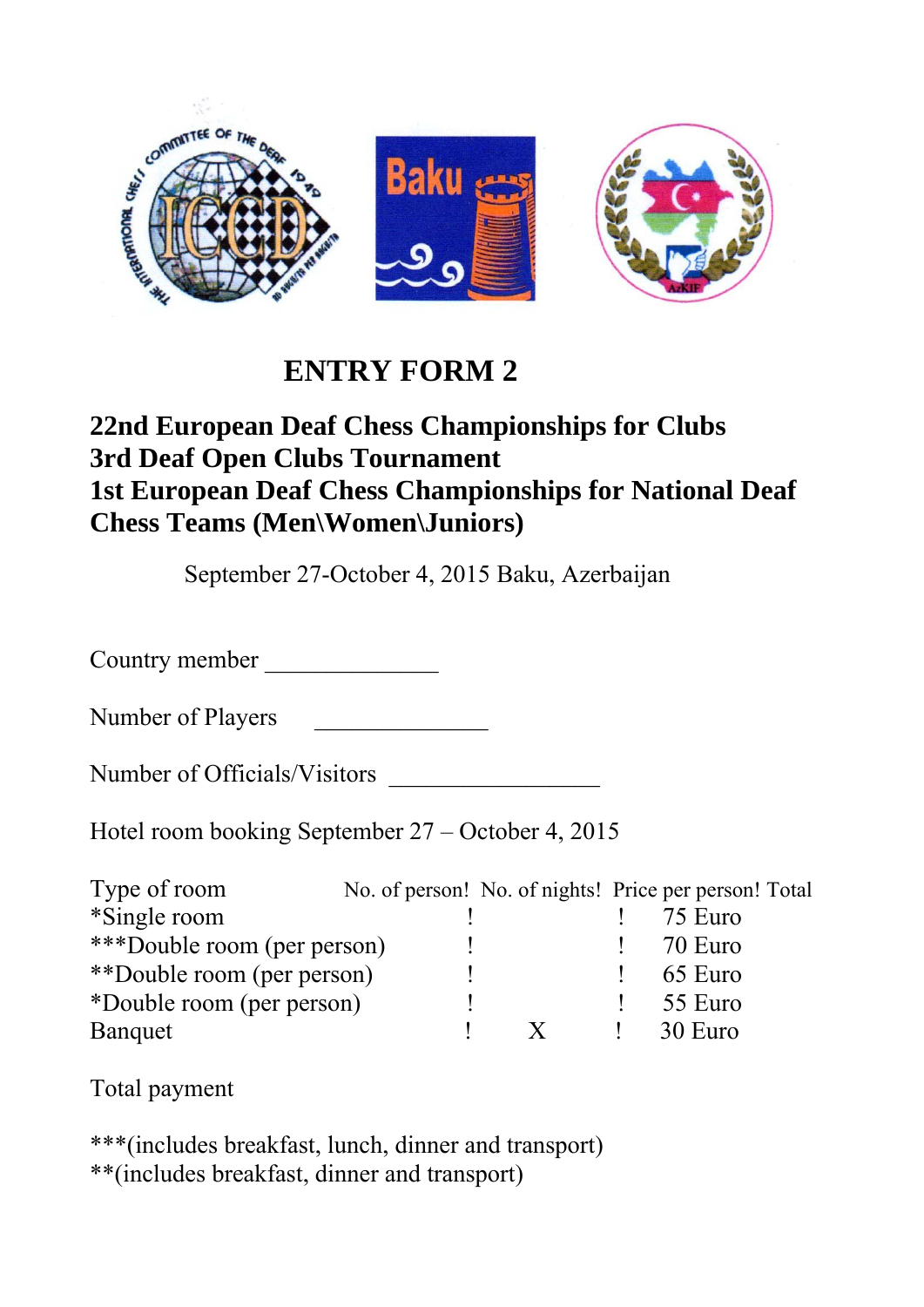# ENTRY FORM 2

## 22nd European Deaf Chess Championships for Clubs
## 3rd Deaf Open Clubs Tournament
## 1st European Deaf Chess Championships for National Deaf Chess Teams (Men\Women\Juniors)

September 27-October 4, 2015 Baku, Azerbaijan

Country member _______________

Number of Players _______________

Number of Officials/Visitors _________________

Hotel room booking September 27 – October 4, 2015

| Type of room | No. of person | No. of nights | Price per person | Total |
|---|---|---|---|---|
| *Single room | | | 75 Euro | |
| ***Double room (per person) | | | 70 Euro | |
| **Double room (per person) | | | 65 Euro | |
| *Double room (per person) | | | 55 Euro | |
| Banquet | | X | 30 Euro | |

Total payment

***(includes breakfast, lunch, dinner and transport)
**(includes breakfast, dinner and transport)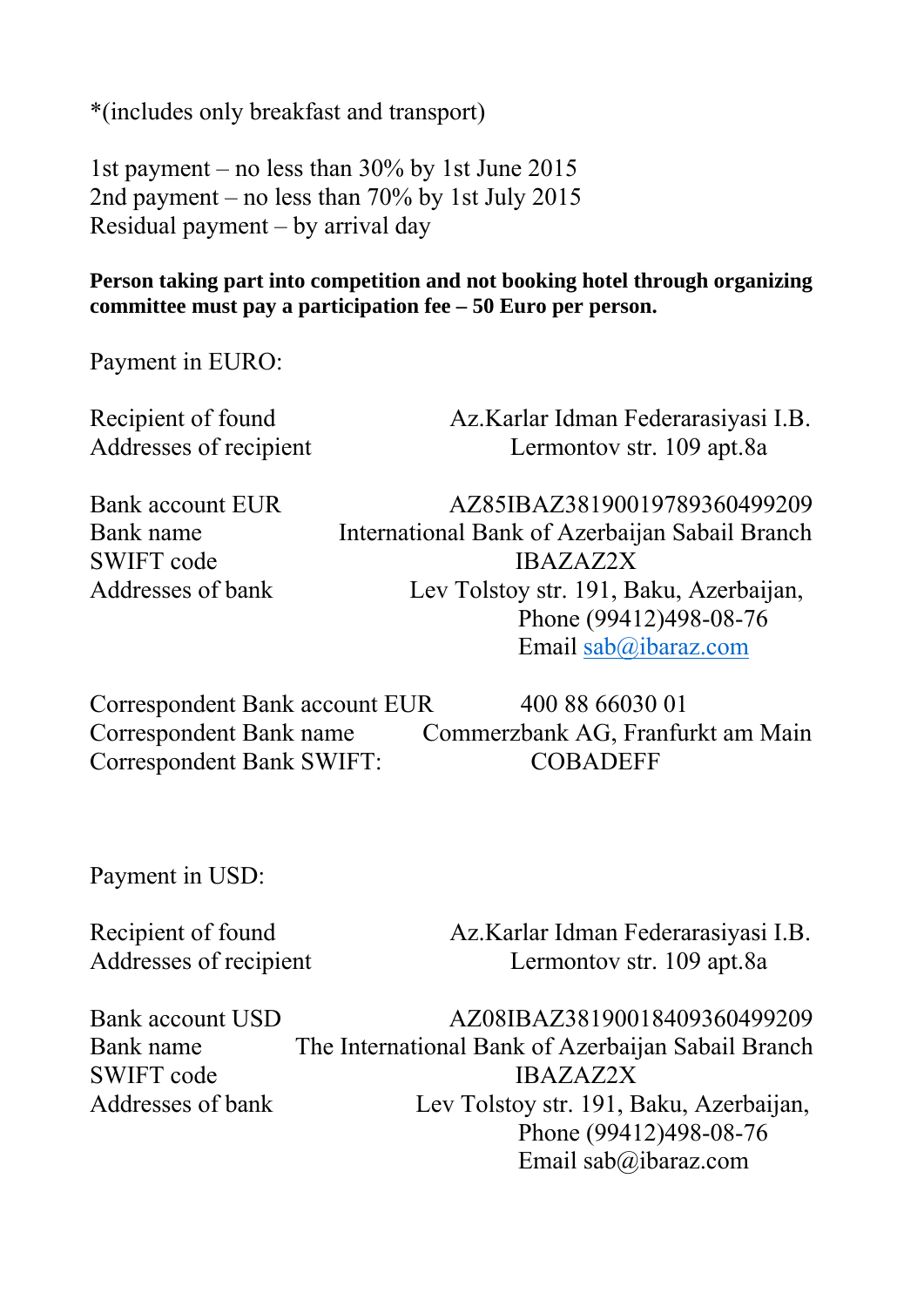*(includes only breakfast and transport)

1st payment – no less than 30% by 1st June 2015
2nd payment – no less than 70% by 1st July 2015
Residual payment – by arrival day

**Person taking part into competition and not booking hotel through organizing committee must pay a participation fee – 50 Euro per person.**

Payment in EURO:

| | |
|---|---|
| Recipient of found | Az.Karlar Idman Federarasiyasi I.B. |
| Addresses of recipient | Lermontov str. 109 apt.8a |

| | |
|---|---|
| Bank account EUR | AZ85IBAZ38190019789360499209 |
| Bank name | International Bank of Azerbaijan Sabail Branch |
| SWIFT code | IBAZAZ2X |
| Addresses of bank | Lev Tolstoy str. 191, Baku, Azerbaijan, Phone (99412)498-08-76 Email sab@ibaraz.com |

| | |
|---|---|
| Correspondent Bank account EUR | 400 88 66030 01 |
| Correspondent Bank name | Commerzbank AG, Franfurkt am Main |
| Correspondent Bank SWIFT: | COBADEFF |

Payment in USD:

| | |
|---|---|
| Recipient of found | Az.Karlar Idman Federarasiyasi I.B. |
| Addresses of recipient | Lermontov str. 109 apt.8a |

| | |
|---|---|
| Bank account USD | AZ08IBAZ38190018409360499209 |
| Bank name | The International Bank of Azerbaijan Sabail Branch |
| SWIFT code | IBAZAZ2X |
| Addresses of bank | Lev Tolstoy str. 191, Baku, Azerbaijan, Phone (99412)498-08-76 Email sab@ibaraz.com |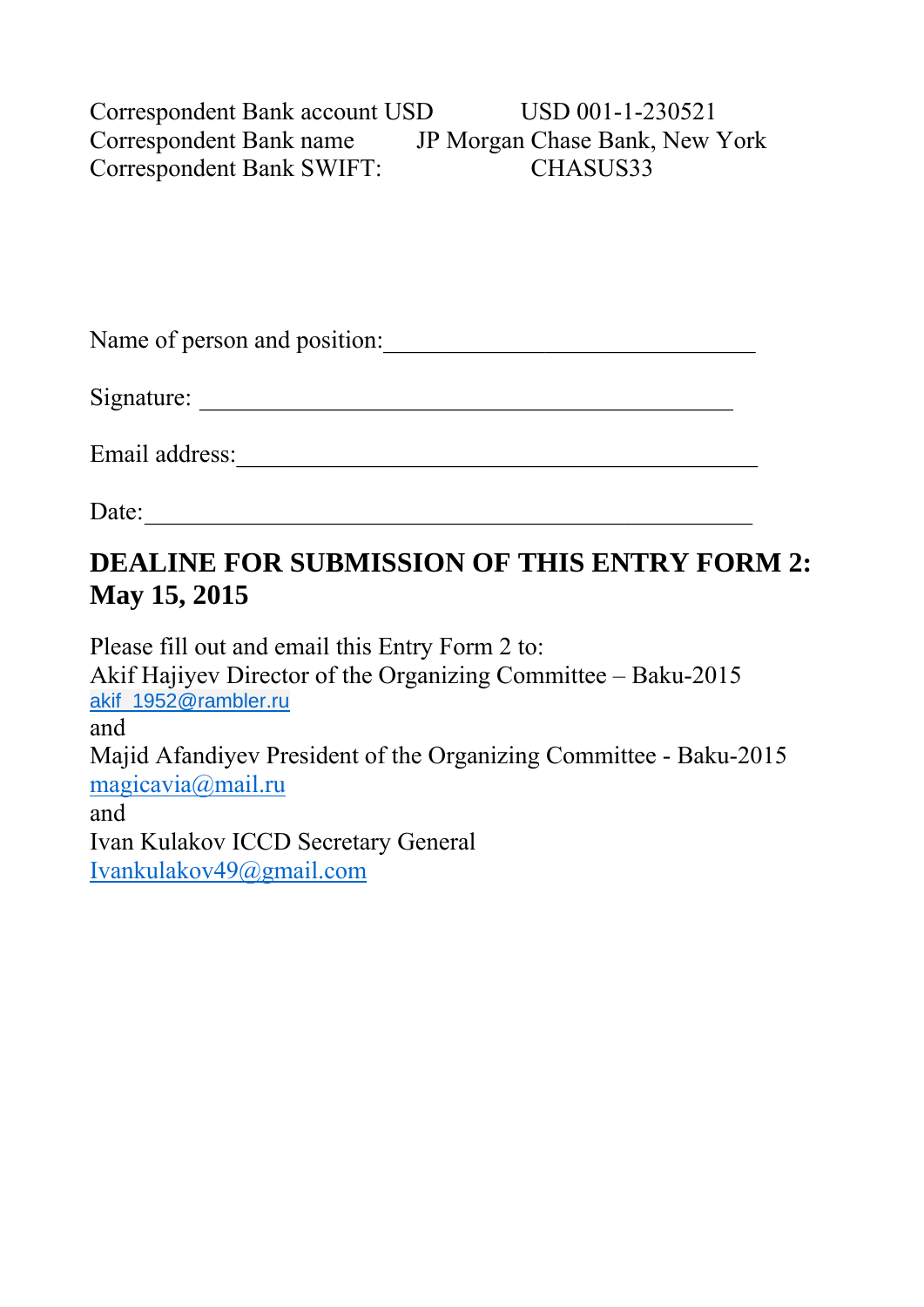| | |
|---|---|
| Correspondent Bank account USD | USD 001-1-230521 |
| Correspondent Bank name | JP Morgan Chase Bank, New York |
| Correspondent Bank SWIFT: | CHASUS33 |

Name of person and position:______________________________

Signature: ____________________________________________

Email address:___________________________________________

Date:__________________________________________________

**DEALINE FOR SUBMISSION OF THIS ENTRY FORM 2: May 15, 2015**

Please fill out and email this Entry Form 2 to:
Akif Hajiyev Director of the Organizing Committee – Baku-2015
akif_1952@rambler.ru
and
Majid Afandiyev President of the Organizing Committee - Baku-2015
magicavia@mail.ru
and
Ivan Kulakov ICCD Secretary General
Ivankulakov49@gmail.com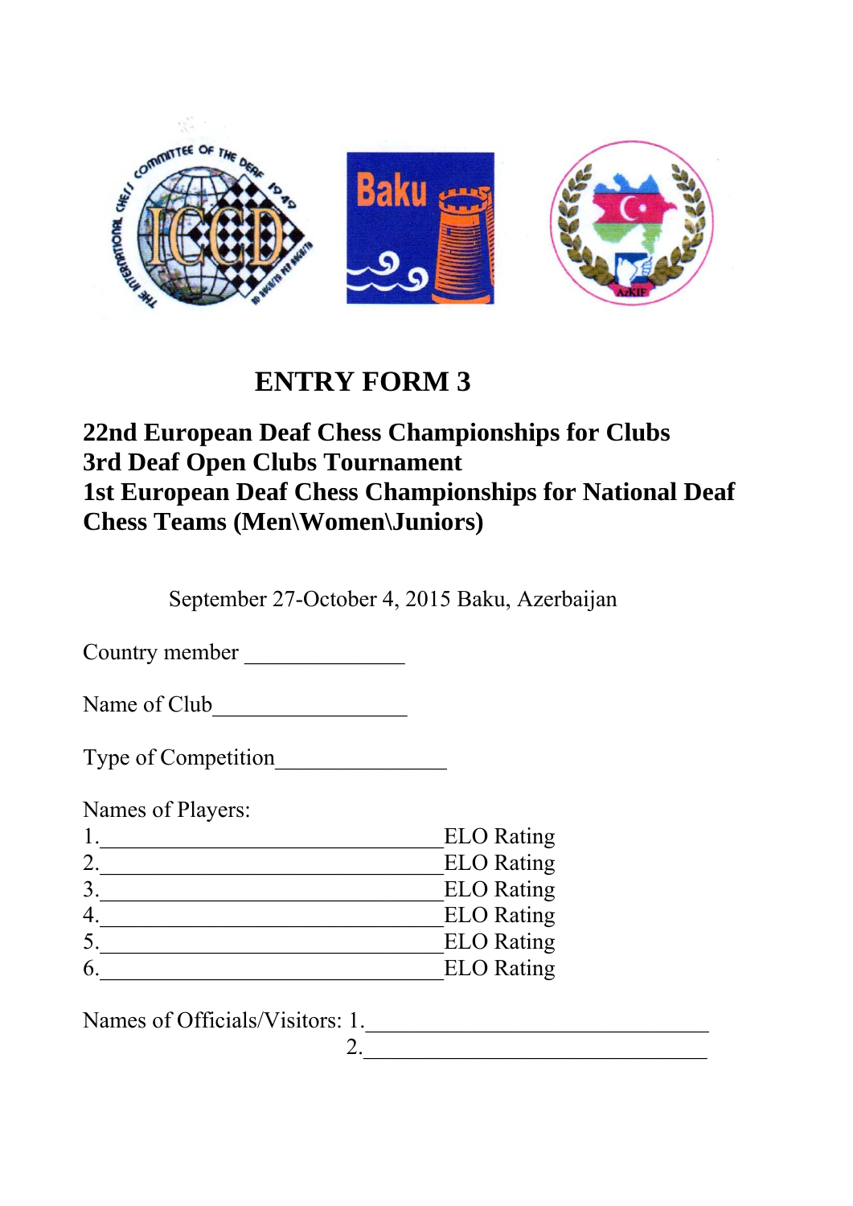# ENTRY FORM 3

**22nd European Deaf Chess Championships for Clubs**
**3rd Deaf Open Clubs Tournament**
**1st European Deaf Chess Championships for National Deaf Chess Teams (Men\Women\Juniors)**

September 27-October 4, 2015 Baku, Azerbaijan

Country member _______________

Name of Club__________________

Type of Competition________________

Names of Players:
1.________________________________ELO Rating
2.________________________________ELO Rating
3.________________________________ELO Rating
4.________________________________ELO Rating
5.________________________________ELO Rating
6.________________________________ELO Rating

Names of Officials/Visitors: 1.________________________________
2.________________________________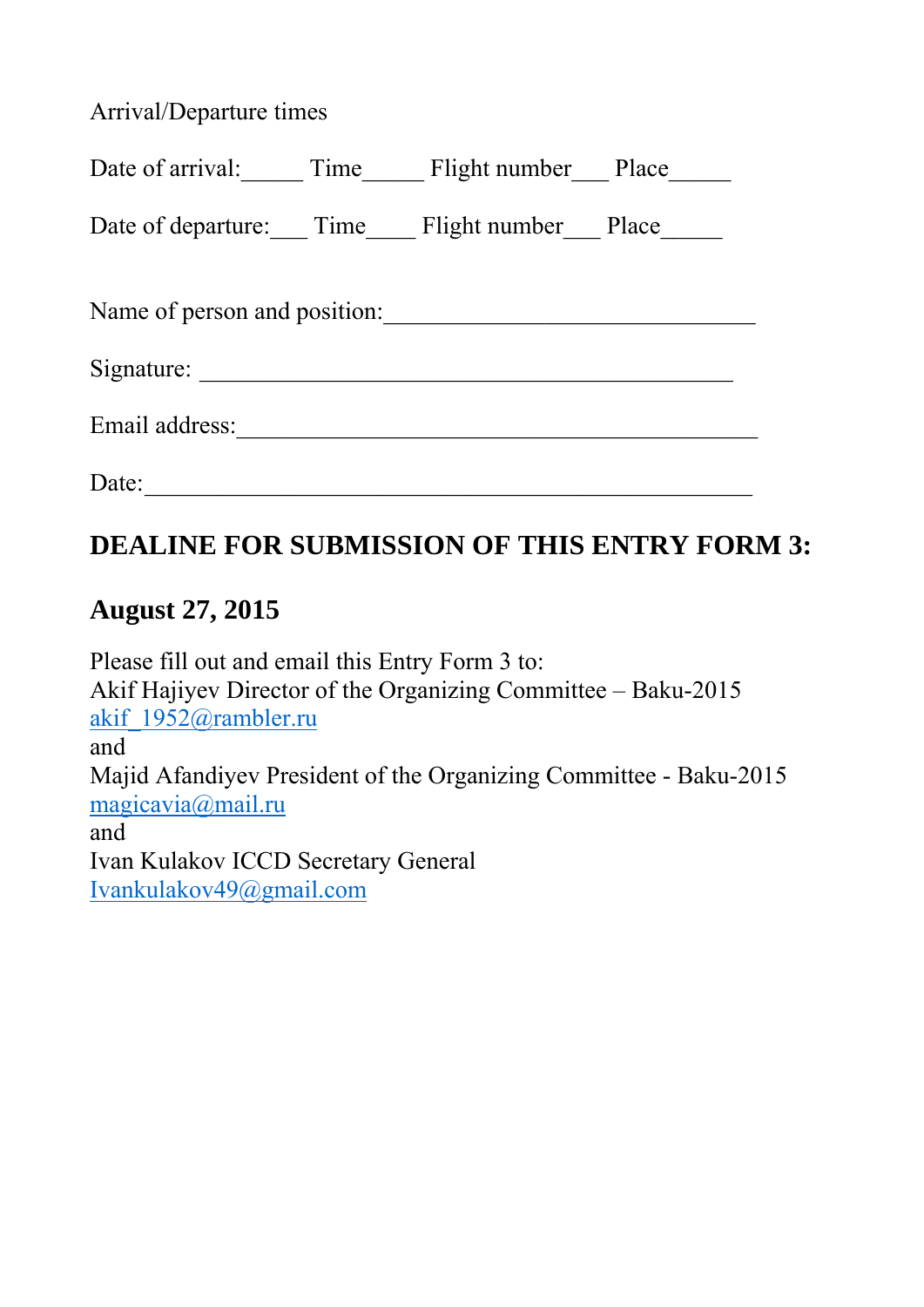Arrival/Departure times

Date of arrival:_____ Time_____ Flight number___ Place_____

Date of departure:___ Time____ Flight number___ Place_____

Name of person and position:______________________________

Signature: ____________________________________________

Email address:__________________________________________

Date:_________________________________________________

## DEALINE FOR SUBMISSION OF THIS ENTRY FORM 3:

## August 27, 2015

Please fill out and email this Entry Form 3 to:
Akif Hajiyev Director of the Organizing Committee – Baku-2015
akif_1952@rambler.ru
and
Majid Afandiyev President of the Organizing Committee - Baku-2015
magicavia@mail.ru
and
Ivan Kulakov ICCD Secretary General
Ivankulakov49@gmail.com